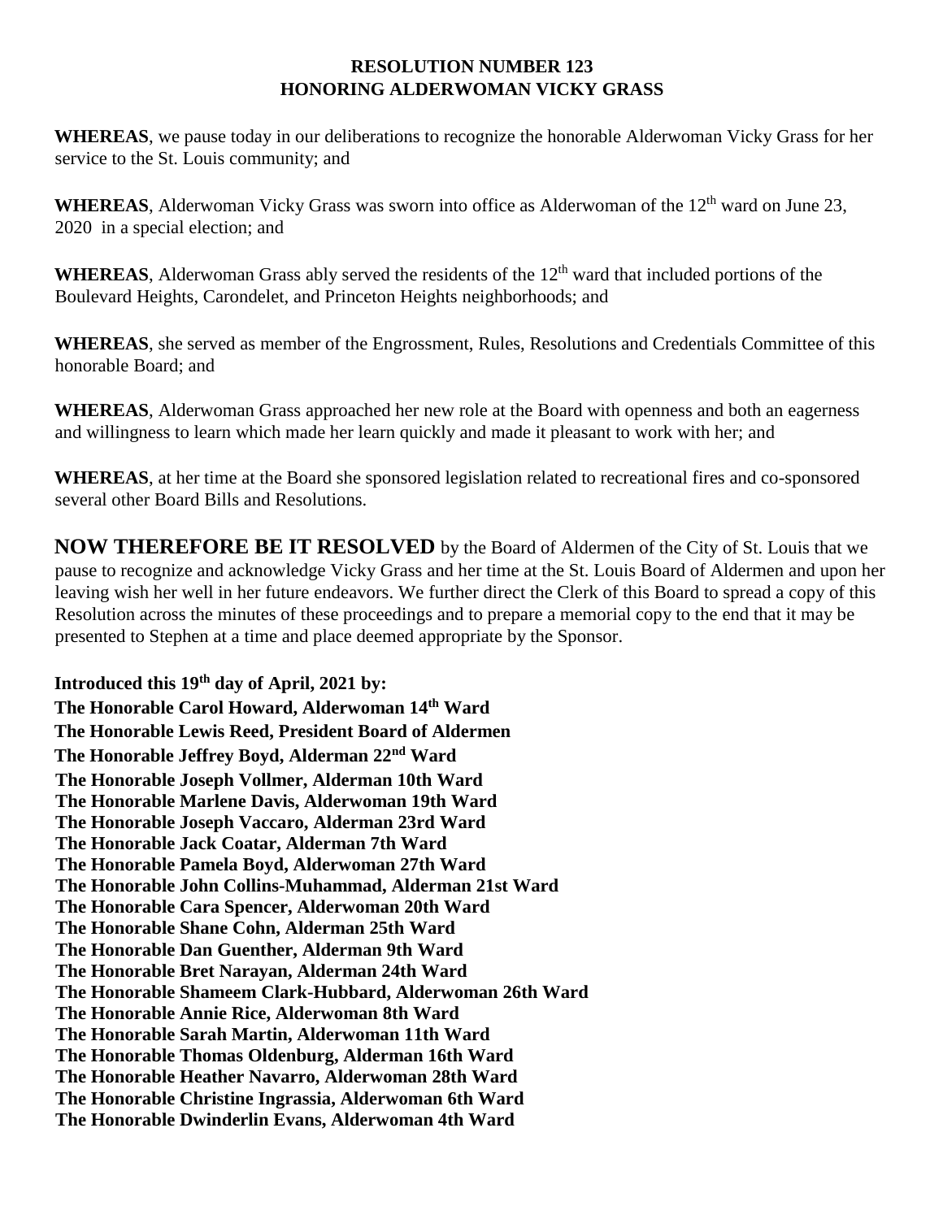**RESOLUTION NUMBER 123**
**HONORING ALDERWOMAN VICKY GRASS**

**WHEREAS**, we pause today in our deliberations to recognize the honorable Alderwoman Vicky Grass for her service to the St. Louis community; and

**WHEREAS**, Alderwoman Vicky Grass was sworn into office as Alderwoman of the 12th ward on June 23, 2020 in a special election; and

**WHEREAS**, Alderwoman Grass ably served the residents of the 12th ward that included portions of the Boulevard Heights, Carondelet, and Princeton Heights neighborhoods; and

**WHEREAS**, she served as member of the Engrossment, Rules, Resolutions and Credentials Committee of this honorable Board; and

**WHEREAS**, Alderwoman Grass approached her new role at the Board with openness and both an eagerness and willingness to learn which made her learn quickly and made it pleasant to work with her; and

**WHEREAS**, at her time at the Board she sponsored legislation related to recreational fires and co-sponsored several other Board Bills and Resolutions.

**NOW THEREFORE BE IT RESOLVED** by the Board of Aldermen of the City of St. Louis that we pause to recognize and acknowledge Vicky Grass and her time at the St. Louis Board of Aldermen and upon her leaving wish her well in her future endeavors. We further direct the Clerk of this Board to spread a copy of this Resolution across the minutes of these proceedings and to prepare a memorial copy to the end that it may be presented to Stephen at a time and place deemed appropriate by the Sponsor.

**Introduced this 19th day of April, 2021 by:**
**The Honorable Carol Howard, Alderwoman 14th Ward**
**The Honorable Lewis Reed, President Board of Aldermen**
**The Honorable Jeffrey Boyd, Alderman 22nd Ward**
**The Honorable Joseph Vollmer, Alderman 10th Ward**
**The Honorable Marlene Davis, Alderwoman 19th Ward**
**The Honorable Joseph Vaccaro, Alderman 23rd Ward**
**The Honorable Jack Coatar, Alderman 7th Ward**
**The Honorable Pamela Boyd, Alderwoman 27th Ward**
**The Honorable John Collins-Muhammad, Alderman 21st Ward**
**The Honorable Cara Spencer, Alderwoman 20th Ward**
**The Honorable Shane Cohn, Alderman 25th Ward**
**The Honorable Dan Guenther, Alderman 9th Ward**
**The Honorable Bret Narayan, Alderman 24th Ward**
**The Honorable Shameem Clark-Hubbard, Alderwoman 26th Ward**
**The Honorable Annie Rice, Alderwoman 8th Ward**
**The Honorable Sarah Martin, Alderwoman 11th Ward**
**The Honorable Thomas Oldenburg, Alderman 16th Ward**
**The Honorable Heather Navarro, Alderwoman 28th Ward**
**The Honorable Christine Ingrassia, Alderwoman 6th Ward**
**The Honorable Dwinderlin Evans, Alderwoman 4th Ward**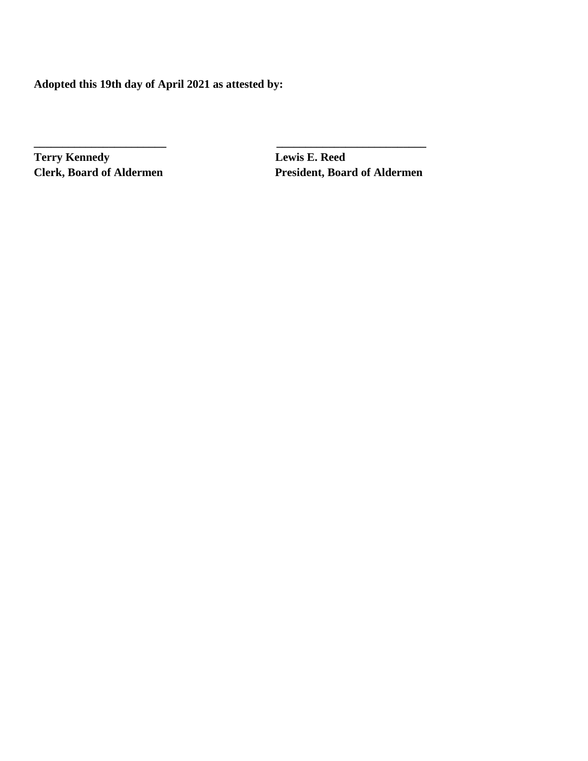**Adopted this 19th day of April 2021 as attested by:**

| | |
|---|---|
| _______________________ | _________________________ |
| **Terry Kennedy** | **Lewis E. Reed** |
| **Clerk, Board of Aldermen** | **President, Board of Aldermen** |